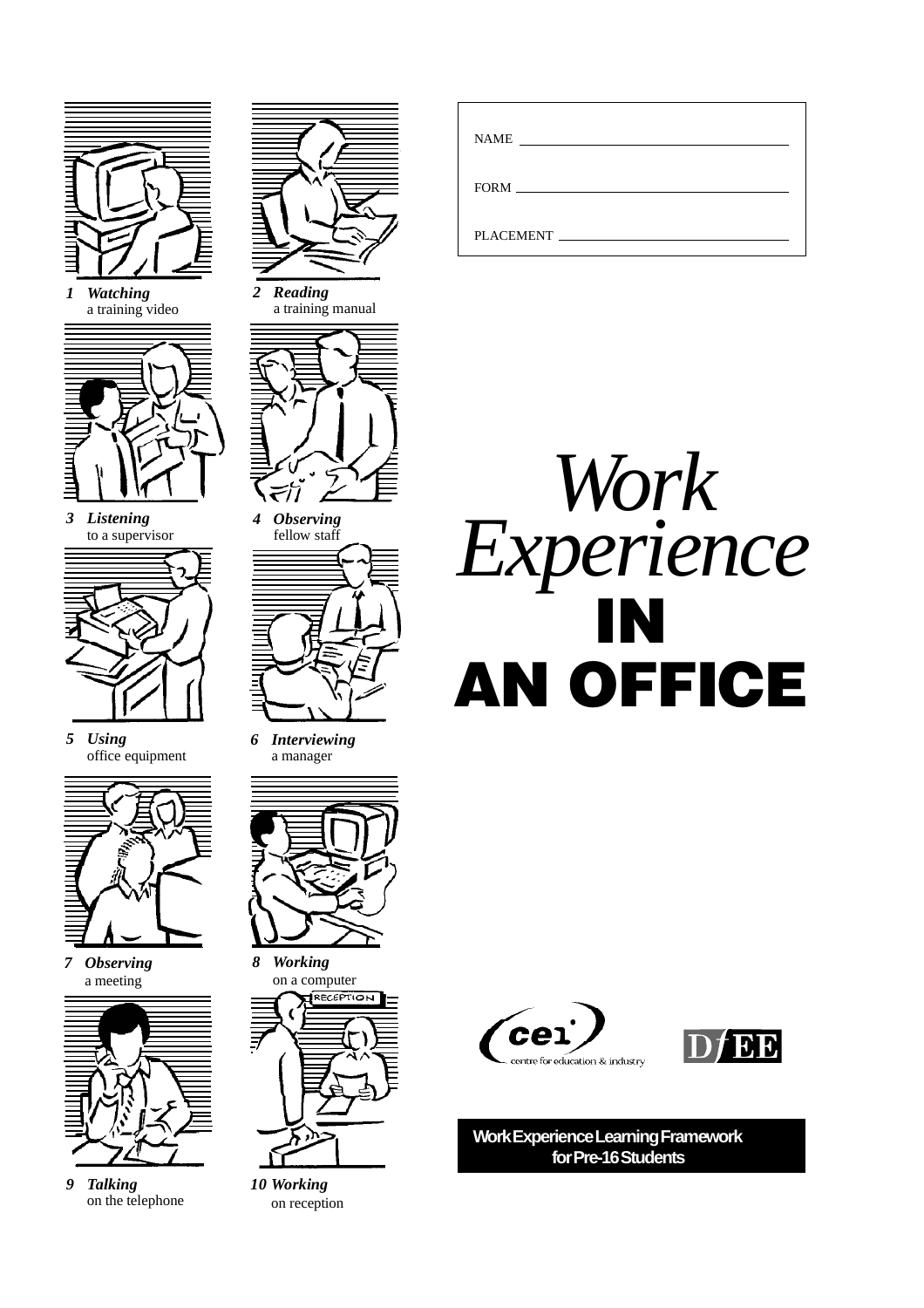# *Work Experience* IN AN OFFICE

NAME

FORM

PLACEMENT

1 ***Watching*** a training video

2 ***Reading*** a training manual

3 ***Listening*** to a supervisor

4 ***Observing*** fellow staff

5 ***Using*** office equipment

6 ***Interviewing*** a manager

7 ***Observing*** a meeting

8 ***Working*** on a computer

9 ***Talking*** on the telephone

10 ***Working*** on reception

cei centre for education & industry

DfEE

**Work Experience Learning Framework for Pre-16 Students**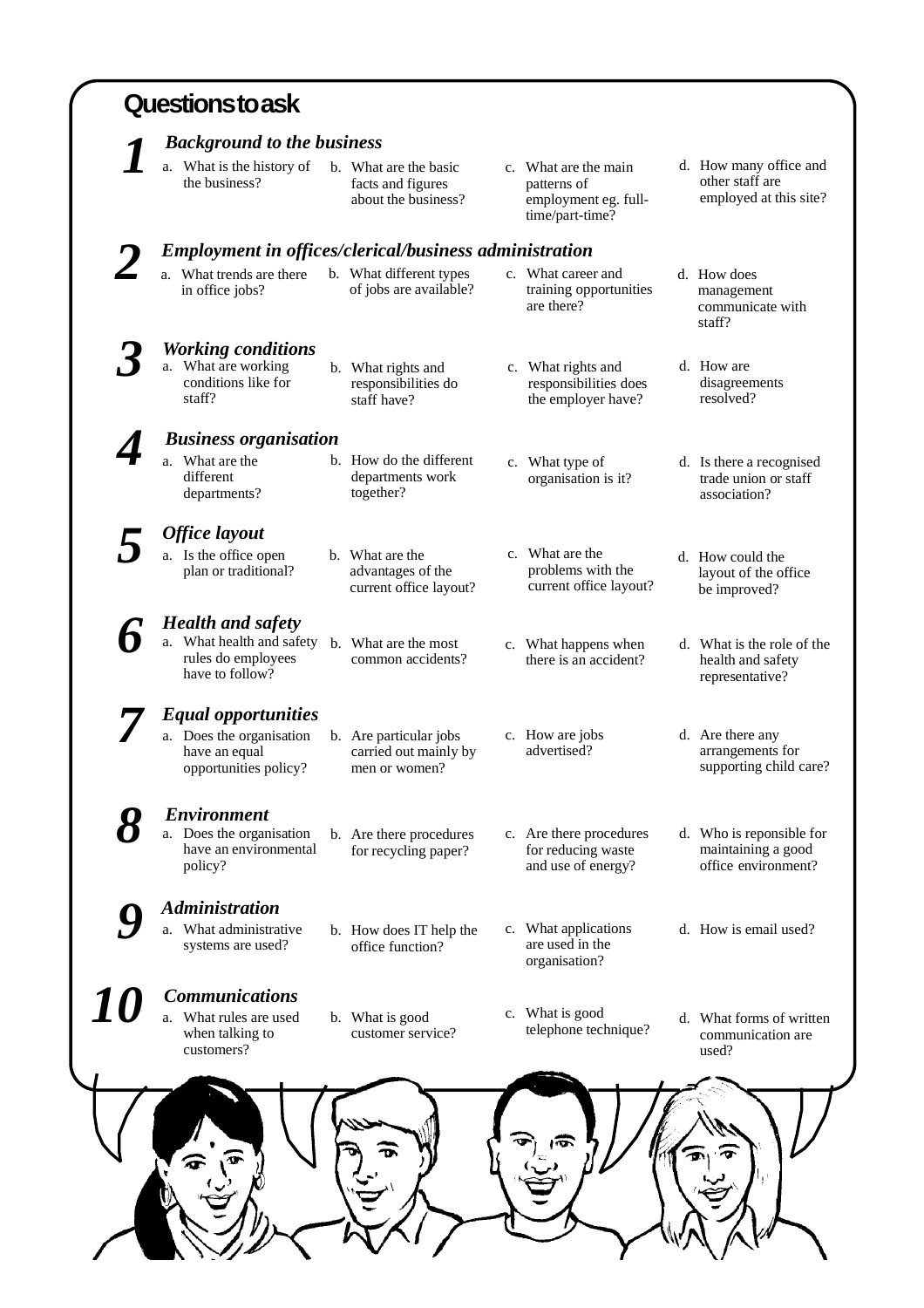# Questions to ask

## 1 *Background to the business*

a. What is the history of the business?

b. What are the basic facts and figures about the business?

c. What are the main patterns of employment eg. full-time/part-time?

d. How many office and other staff are employed at this site?

## 2 *Employment in offices/clerical/business administration*

a. What trends are there in office jobs?

b. What different types of jobs are available?

c. What career and training opportunities are there?

d. How does management communicate with staff?

## 3 *Working conditions*

a. What are working conditions like for staff?

b. What rights and responsibilities do staff have?

c. What rights and responsibilities does the employer have?

d. How are disagreements resolved?

## 4 *Business organisation*

a. What are the different departments?

b. How do the different departments work together?

c. What type of organisation is it?

d. Is there a recognised trade union or staff association?

## 5 *Office layout*

a. Is the office open plan or traditional?

b. What are the advantages of the current office layout?

c. What are the problems with the current office layout?

d. How could the layout of the office be improved?

## 6 *Health and safety*

a. What health and safety rules do employees have to follow?

b. What are the most common accidents?

c. What happens when there is an accident?

d. What is the role of the health and safety representative?

## 7 *Equal opportunities*

a. Does the organisation have an equal opportunities policy?

b. Are particular jobs carried out mainly by men or women?

c. How are jobs advertised?

d. Are there any arrangements for supporting child care?

## 8 *Environment*

a. Does the organisation have an environmental policy?

b. Are there procedures for recycling paper?

c. Are there procedures for reducing waste and use of energy?

d. Who is reponsible for maintaining a good office environment?

## 9 *Administration*

a. What administrative systems are used?

b. How does IT help the office function?

c. What applications are used in the organisation?

d. How is email used?

## 10 *Communications*

a. What rules are used when talking to customers?

b. What is good customer service?

c. What is good telephone technique?

d. What forms of written communication are used?